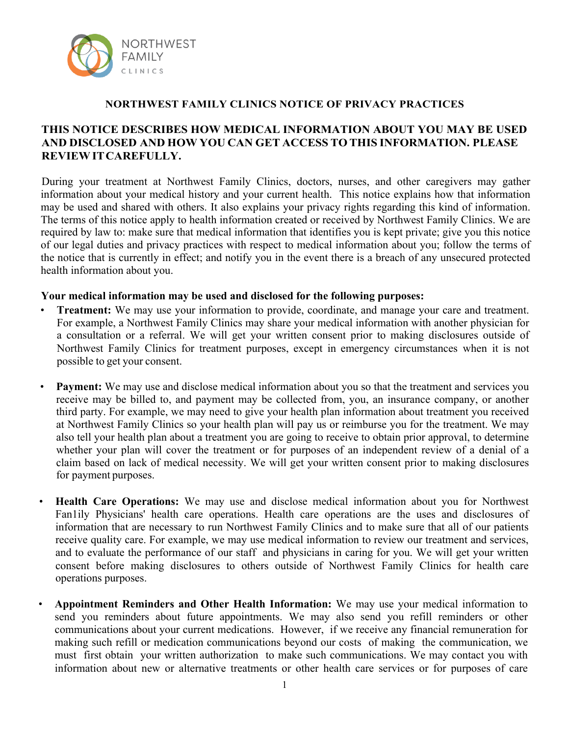NORTHWEST FAMILY CLINICS

# NORTHWEST FAMILY CLINICS NOTICE OF PRIVACY PRACTICES

## THIS NOTICE DESCRIBES HOW MEDICAL INFORMATION ABOUT YOU MAY BE USED AND DISCLOSED AND HOW YOU CAN GET ACCESS TO THIS INFORMATION. PLEASE REVIEW IT CAREFULLY.

During your treatment at Northwest Family Clinics, doctors, nurses, and other caregivers may gather information about your medical history and your current health. This notice explains how that information may be used and shared with others. It also explains your privacy rights regarding this kind of information. The terms of this notice apply to health information created or received by Northwest Family Clinics. We are required by law to: make sure that medical information that identifies you is kept private; give you this notice of our legal duties and privacy practices with respect to medical information about you; follow the terms of the notice that is currently in effect; and notify you in the event there is a breach of any unsecured protected health information about you.

**Your medical information may be used and disclosed for the following purposes:**

- **Treatment:** We may use your information to provide, coordinate, and manage your care and treatment. For example, a Northwest Family Clinics may share your medical information with another physician for a consultation or a referral. We will get your written consent prior to making disclosures outside of Northwest Family Clinics for treatment purposes, except in emergency circumstances when it is not possible to get your consent.

- **Payment:** We may use and disclose medical information about you so that the treatment and services you receive may be billed to, and payment may be collected from, you, an insurance company, or another third party. For example, we may need to give your health plan information about treatment you received at Northwest Family Clinics so your health plan will pay us or reimburse you for the treatment. We may also tell your health plan about a treatment you are going to receive to obtain prior approval, to determine whether your plan will cover the treatment or for purposes of an independent review of a denial of a claim based on lack of medical necessity. We will get your written consent prior to making disclosures for payment purposes.

- **Health Care Operations:** We may use and disclose medical information about you for Northwest Fan1ily Physicians' health care operations. Health care operations are the uses and disclosures of information that are necessary to run Northwest Family Clinics and to make sure that all of our patients receive quality care. For example, we may use medical information to review our treatment and services, and to evaluate the performance of our staff and physicians in caring for you. We will get your written consent before making disclosures to others outside of Northwest Family Clinics for health care operations purposes.

- **Appointment Reminders and Other Health Information:** We may use your medical information to send you reminders about future appointments. We may also send you refill reminders or other communications about your current medications. However, if we receive any financial remuneration for making such refill or medication communications beyond our costs of making the communication, we must first obtain your written authorization to make such communications. We may contact you with information about new or alternative treatments or other health care services or for purposes of care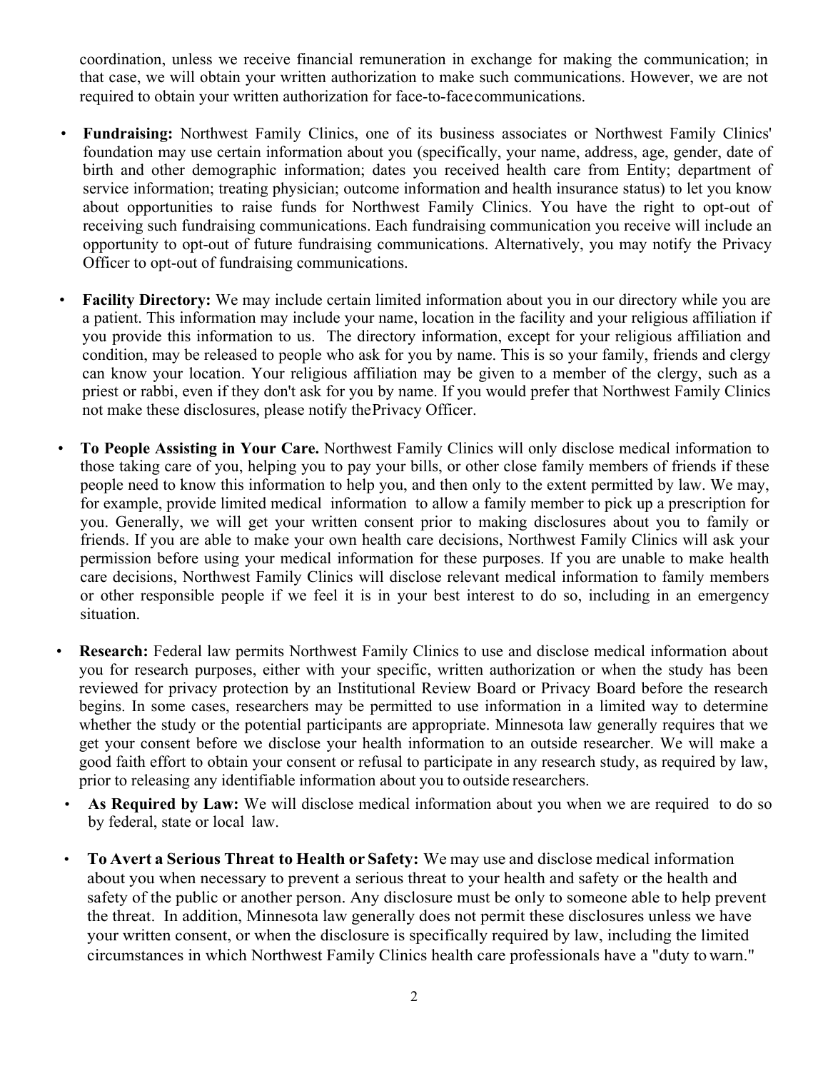coordination, unless we receive financial remuneration in exchange for making the communication; in that case, we will obtain your written authorization to make such communications. However, we are not required to obtain your written authorization for face-to-face communications.

- **Fundraising:** Northwest Family Clinics, one of its business associates or Northwest Family Clinics' foundation may use certain information about you (specifically, your name, address, age, gender, date of birth and other demographic information; dates you received health care from Entity; department of service information; treating physician; outcome information and health insurance status) to let you know about opportunities to raise funds for Northwest Family Clinics. You have the right to opt-out of receiving such fundraising communications. Each fundraising communication you receive will include an opportunity to opt-out of future fundraising communications. Alternatively, you may notify the Privacy Officer to opt-out of fundraising communications.

- **Facility Directory:** We may include certain limited information about you in our directory while you are a patient. This information may include your name, location in the facility and your religious affiliation if you provide this information to us. The directory information, except for your religious affiliation and condition, may be released to people who ask for you by name. This is so your family, friends and clergy can know your location. Your religious affiliation may be given to a member of the clergy, such as a priest or rabbi, even if they don't ask for you by name. If you would prefer that Northwest Family Clinics not make these disclosures, please notify the Privacy Officer.

- **To People Assisting in Your Care.** Northwest Family Clinics will only disclose medical information to those taking care of you, helping you to pay your bills, or other close family members of friends if these people need to know this information to help you, and then only to the extent permitted by law. We may, for example, provide limited medical information to allow a family member to pick up a prescription for you. Generally, we will get your written consent prior to making disclosures about you to family or friends. If you are able to make your own health care decisions, Northwest Family Clinics will ask your permission before using your medical information for these purposes. If you are unable to make health care decisions, Northwest Family Clinics will disclose relevant medical information to family members or other responsible people if we feel it is in your best interest to do so, including in an emergency situation.

- **Research:** Federal law permits Northwest Family Clinics to use and disclose medical information about you for research purposes, either with your specific, written authorization or when the study has been reviewed for privacy protection by an Institutional Review Board or Privacy Board before the research begins. In some cases, researchers may be permitted to use information in a limited way to determine whether the study or the potential participants are appropriate. Minnesota law generally requires that we get your consent before we disclose your health information to an outside researcher. We will make a good faith effort to obtain your consent or refusal to participate in any research study, as required by law, prior to releasing any identifiable information about you to outside researchers.

- **As Required by Law:** We will disclose medical information about you when we are required to do so by federal, state or local law.

- **To Avert a Serious Threat to Health or Safety:** We may use and disclose medical information about you when necessary to prevent a serious threat to your health and safety or the health and safety of the public or another person. Any disclosure must be only to someone able to help prevent the threat. In addition, Minnesota law generally does not permit these disclosures unless we have your written consent, or when the disclosure is specifically required by law, including the limited circumstances in which Northwest Family Clinics health care professionals have a "duty to warn."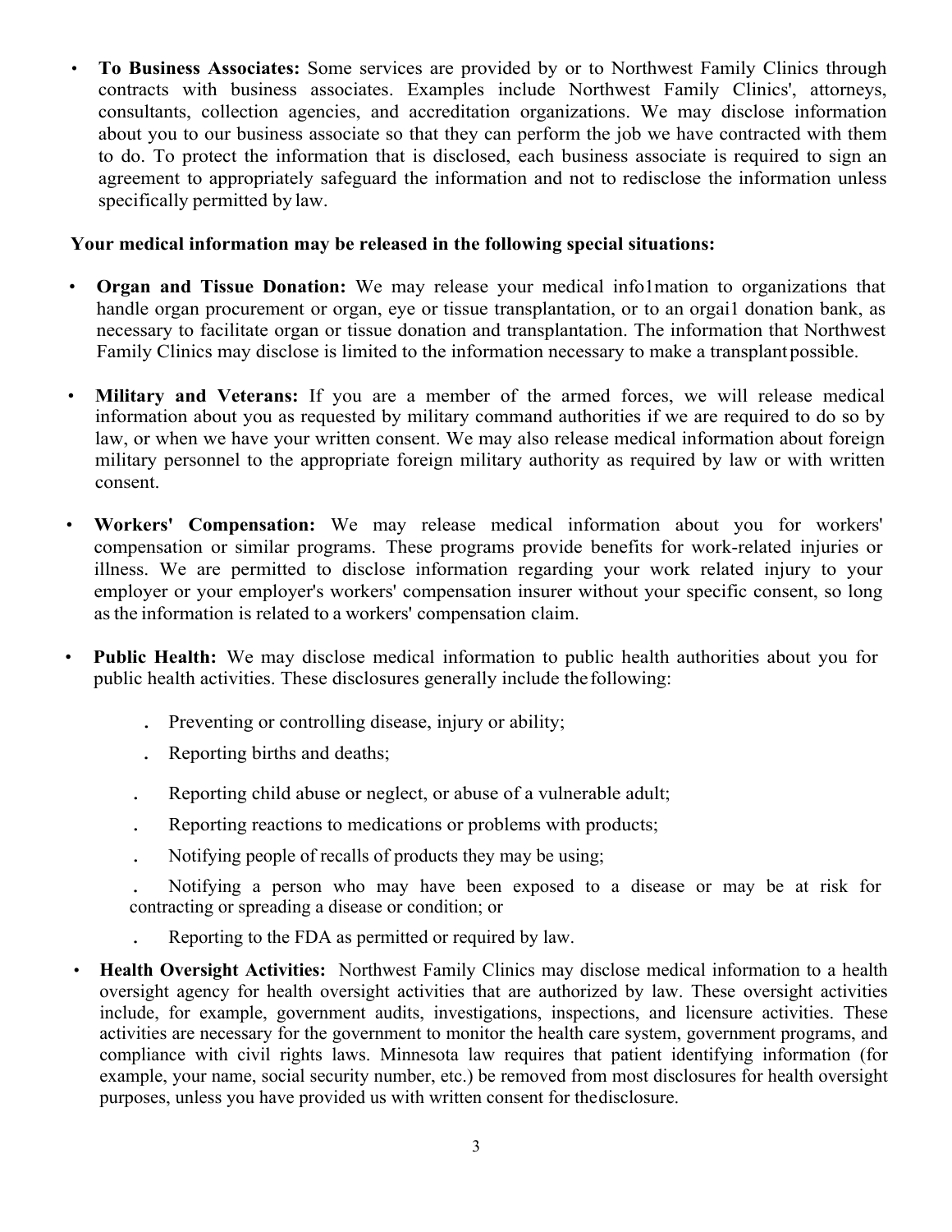- **To Business Associates:** Some services are provided by or to Northwest Family Clinics through contracts with business associates. Examples include Northwest Family Clinics', attorneys, consultants, collection agencies, and accreditation organizations. We may disclose information about you to our business associate so that they can perform the job we have contracted with them to do. To protect the information that is disclosed, each business associate is required to sign an agreement to appropriately safeguard the information and not to redisclose the information unless specifically permitted by law.

**Your medical information may be released in the following special situations:**

- **Organ and Tissue Donation:** We may release your medical info1mation to organizations that handle organ procurement or organ, eye or tissue transplantation, or to an orgai1 donation bank, as necessary to facilitate organ or tissue donation and transplantation. The information that Northwest Family Clinics may disclose is limited to the information necessary to make a transplant possible.

- **Military and Veterans:** If you are a member of the armed forces, we will release medical information about you as requested by military command authorities if we are required to do so by law, or when we have your written consent. We may also release medical information about foreign military personnel to the appropriate foreign military authority as required by law or with written consent.

- **Workers' Compensation:** We may release medical information about you for workers' compensation or similar programs. These programs provide benefits for work-related injuries or illness. We are permitted to disclose information regarding your work related injury to your employer or your employer's workers' compensation insurer without your specific consent, so long as the information is related to a workers' compensation claim.

- **Public Health:** We may disclose medical information to public health authorities about you for public health activities. These disclosures generally include the following:

  - Preventing or controlling disease, injury or ability;
  - Reporting births and deaths;
  - Reporting child abuse or neglect, or abuse of a vulnerable adult;
  - Reporting reactions to medications or problems with products;
  - Notifying people of recalls of products they may be using;
  - Notifying a person who may have been exposed to a disease or may be at risk for contracting or spreading a disease or condition; or
  - Reporting to the FDA as permitted or required by law.

- **Health Oversight Activities:** Northwest Family Clinics may disclose medical information to a health oversight agency for health oversight activities that are authorized by law. These oversight activities include, for example, government audits, investigations, inspections, and licensure activities. These activities are necessary for the government to monitor the health care system, government programs, and compliance with civil rights laws. Minnesota law requires that patient identifying information (for example, your name, social security number, etc.) be removed from most disclosures for health oversight purposes, unless you have provided us with written consent for the disclosure.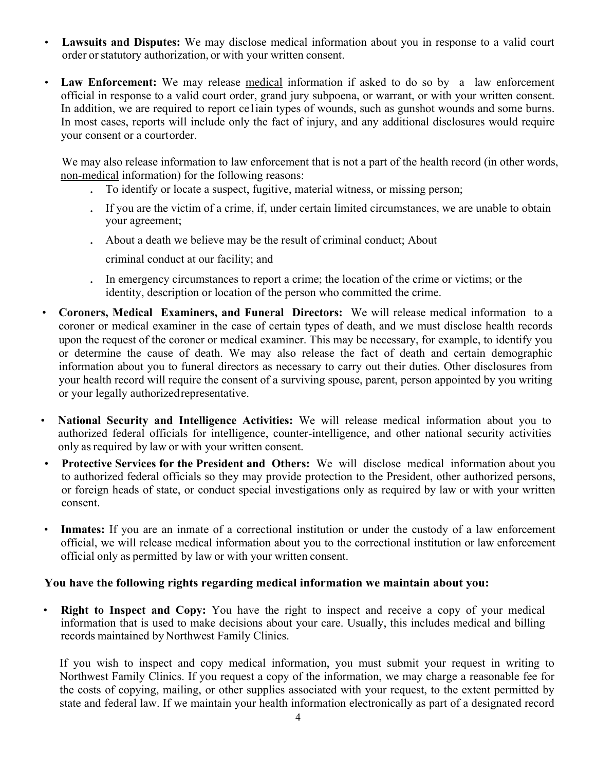- **Lawsuits and Disputes:** We may disclose medical information about you in response to a valid court order or statutory authorization, or with your written consent.

- **Law Enforcement:** We may release medical information if asked to do so by a law enforcement official in response to a valid court order, grand jury subpoena, or warrant, or with your written consent. In addition, we are required to report ce1iain types of wounds, such as gunshot wounds and some burns. In most cases, reports will include only the fact of injury, and any additional disclosures would require your consent or a courtorder.

  We may also release information to law enforcement that is not a part of the health record (in other words, non-medical information) for the following reasons:

  - To identify or locate a suspect, fugitive, material witness, or missing person;
  - If you are the victim of a crime, if, under certain limited circumstances, we are unable to obtain your agreement;
  - About a death we believe may be the result of criminal conduct; About criminal conduct at our facility; and
  - In emergency circumstances to report a crime; the location of the crime or victims; or the identity, description or location of the person who committed the crime.

- **Coroners, Medical Examiners, and Funeral Directors:** We will release medical information to a coroner or medical examiner in the case of certain types of death, and we must disclose health records upon the request of the coroner or medical examiner. This may be necessary, for example, to identify you or determine the cause of death. We may also release the fact of death and certain demographic information about you to funeral directors as necessary to carry out their duties. Other disclosures from your health record will require the consent of a surviving spouse, parent, person appointed by you writing or your legally authorizedrepresentative.

- **National Security and Intelligence Activities:** We will release medical information about you to authorized federal officials for intelligence, counter-intelligence, and other national security activities only as required by law or with your written consent.

- **Protective Services for the President and Others:** We will disclose medical information about you to authorized federal officials so they may provide protection to the President, other authorized persons, or foreign heads of state, or conduct special investigations only as required by law or with your written consent.

- **Inmates:** If you are an inmate of a correctional institution or under the custody of a law enforcement official, we will release medical information about you to the correctional institution or law enforcement official only as permitted by law or with your written consent.

**You have the following rights regarding medical information we maintain about you:**

- **Right to Inspect and Copy:** You have the right to inspect and receive a copy of your medical information that is used to make decisions about your care. Usually, this includes medical and billing records maintained by Northwest Family Clinics.

  If you wish to inspect and copy medical information, you must submit your request in writing to Northwest Family Clinics. If you request a copy of the information, we may charge a reasonable fee for the costs of copying, mailing, or other supplies associated with your request, to the extent permitted by state and federal law. If we maintain your health information electronically as part of a designated record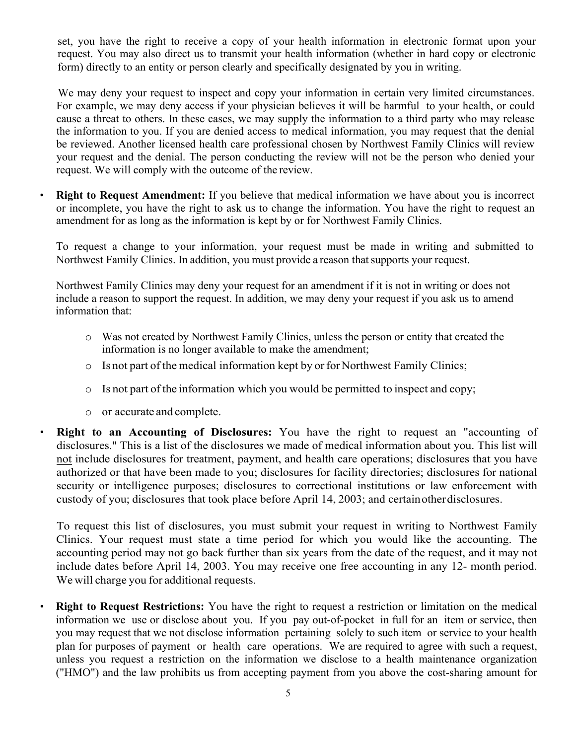set, you have the right to receive a copy of your health information in electronic format upon your request. You may also direct us to transmit your health information (whether in hard copy or electronic form) directly to an entity or person clearly and specifically designated by you in writing.

We may deny your request to inspect and copy your information in certain very limited circumstances. For example, we may deny access if your physician believes it will be harmful to your health, or could cause a threat to others. In these cases, we may supply the information to a third party who may release the information to you. If you are denied access to medical information, you may request that the denial be reviewed. Another licensed health care professional chosen by Northwest Family Clinics will review your request and the denial. The person conducting the review will not be the person who denied your request. We will comply with the outcome of the review.

- **Right to Request Amendment:** If you believe that medical information we have about you is incorrect or incomplete, you have the right to ask us to change the information. You have the right to request an amendment for as long as the information is kept by or for Northwest Family Clinics.

  To request a change to your information, your request must be made in writing and submitted to Northwest Family Clinics. In addition, you must provide a reason that supports your request.

  Northwest Family Clinics may deny your request for an amendment if it is not in writing or does not include a reason to support the request. In addition, we may deny your request if you ask us to amend information that:

  - Was not created by Northwest Family Clinics, unless the person or entity that created the information is no longer available to make the amendment;
  - Is not part of the medical information kept by or for Northwest Family Clinics;
  - Is not part of the information which you would be permitted to inspect and copy;
  - or accurate and complete.

- **Right to an Accounting of Disclosures:** You have the right to request an "accounting of disclosures." This is a list of the disclosures we made of medical information about you. This list will <u>not</u> include disclosures for treatment, payment, and health care operations; disclosures that you have authorized or that have been made to you; disclosures for facility directories; disclosures for national security or intelligence purposes; disclosures to correctional institutions or law enforcement with custody of you; disclosures that took place before April 14, 2003; and certain other disclosures.

  To request this list of disclosures, you must submit your request in writing to Northwest Family Clinics. Your request must state a time period for which you would like the accounting. The accounting period may not go back further than six years from the date of the request, and it may not include dates before April 14, 2003. You may receive one free accounting in any 12- month period. We will charge you for additional requests.

- **Right to Request Restrictions:** You have the right to request a restriction or limitation on the medical information we use or disclose about you. If you pay out-of-pocket in full for an item or service, then you may request that we not disclose information pertaining solely to such item or service to your health plan for purposes of payment or health care operations. We are required to agree with such a request, unless you request a restriction on the information we disclose to a health maintenance organization ("HMO") and the law prohibits us from accepting payment from you above the cost-sharing amount for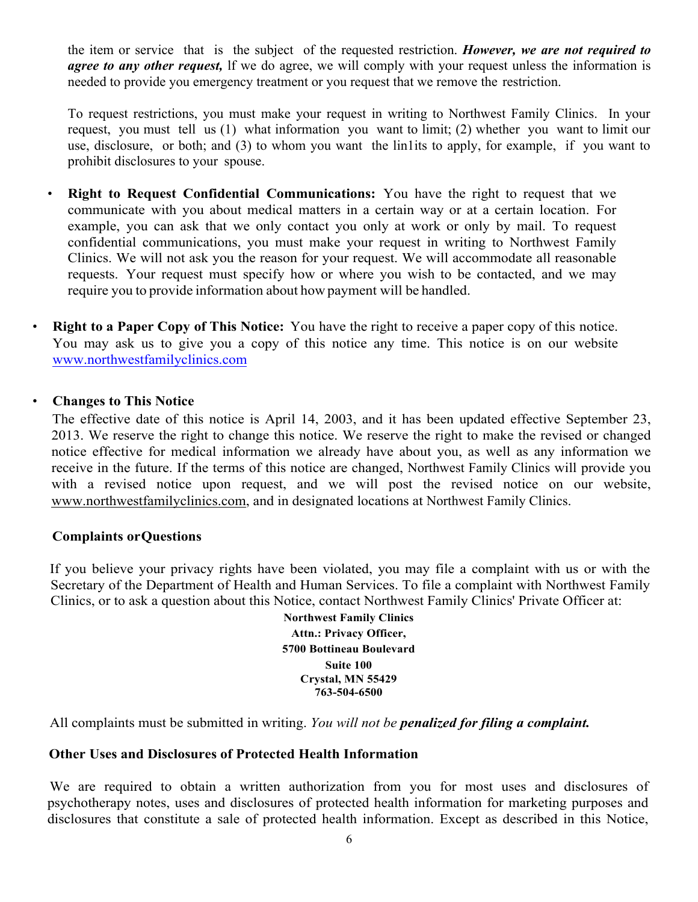the item or service that is the subject of the requested restriction. ***However, we are not required to agree to any other request,*** lf we do agree, we will comply with your request unless the information is needed to provide you emergency treatment or you request that we remove the restriction.

To request restrictions, you must make your request in writing to Northwest Family Clinics. In your request, you must tell us (1) what information you want to limit; (2) whether you want to limit our use, disclosure, or both; and (3) to whom you want the lin1its to apply, for example, if you want to prohibit disclosures to your spouse.

- **Right to Request Confidential Communications:** You have the right to request that we communicate with you about medical matters in a certain way or at a certain location. For example, you can ask that we only contact you only at work or only by mail. To request confidential communications, you must make your request in writing to Northwest Family Clinics. We will not ask you the reason for your request. We will accommodate all reasonable requests. Your request must specify how or where you wish to be contacted, and we may require you to provide information about how payment will be handled.

- **Right to a Paper Copy of This Notice:** You have the right to receive a paper copy of this notice. You may ask us to give you a copy of this notice any time. This notice is on our website www.northwestfamilyclinics.com

- **Changes to This Notice**
  The effective date of this notice is April 14, 2003, and it has been updated effective September 23, 2013. We reserve the right to change this notice. We reserve the right to make the revised or changed notice effective for medical information we already have about you, as well as any information we receive in the future. If the terms of this notice are changed, Northwest Family Clinics will provide you with a revised notice upon request, and we will post the revised notice on our website, www.northwestfamilyclinics.com, and in designated locations at Northwest Family Clinics.

**Complaints orQuestions**

If you believe your privacy rights have been violated, you may file a complaint with us or with the Secretary of the Department of Health and Human Services. To file a complaint with Northwest Family Clinics, or to ask a question about this Notice, contact Northwest Family Clinics' Private Officer at:

**Northwest Family Clinics**
**Attn.: Privacy Officer,**
**5700 Bottineau Boulevard**
**Suite 100**
**Crystal, MN 55429**
**763-504-6500**

All complaints must be submitted in writing. *You will not be **penalized for filing a complaint.***

**Other Uses and Disclosures of Protected Health Information**

We are required to obtain a written authorization from you for most uses and disclosures of psychotherapy notes, uses and disclosures of protected health information for marketing purposes and disclosures that constitute a sale of protected health information. Except as described in this Notice,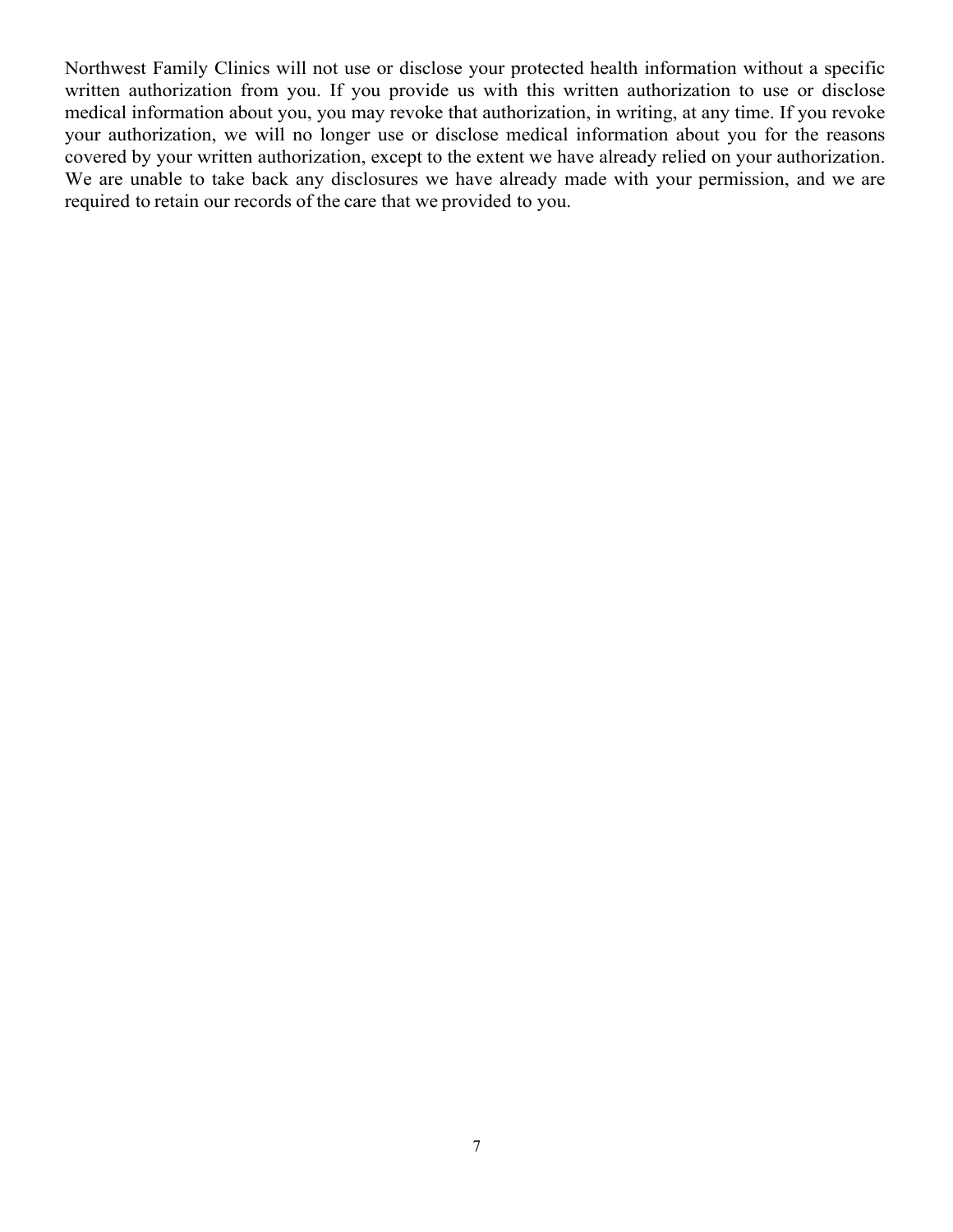Northwest Family Clinics will not use or disclose your protected health information without a specific written authorization from you. If you provide us with this written authorization to use or disclose medical information about you, you may revoke that authorization, in writing, at any time. If you revoke your authorization, we will no longer use or disclose medical information about you for the reasons covered by your written authorization, except to the extent we have already relied on your authorization. We are unable to take back any disclosures we have already made with your permission, and we are required to retain our records of the care that we provided to you.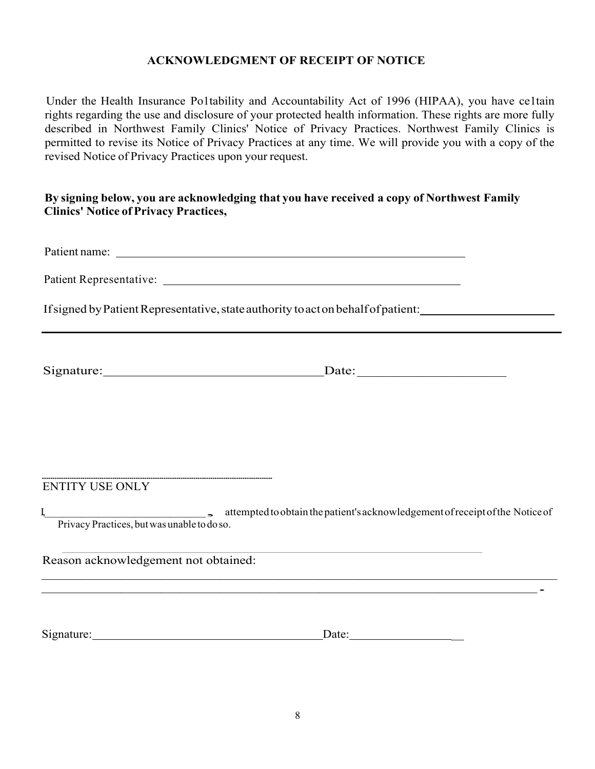## ACKNOWLEDGMENT OF RECEIPT OF NOTICE

Under the Health Insurance Po1tability and Accountability Act of 1996 (HIPAA), you have ce1tain rights regarding the use and disclosure of your protected health information. These rights are more fully described in Northwest Family Clinics' Notice of Privacy Practices. Northwest Family Clinics is permitted to revise its Notice of Privacy Practices at any time. We will provide you with a copy of the revised Notice of Privacy Practices upon your request.

**By signing below, you are acknowledging that you have received a copy of Northwest Family Clinics' Notice of Privacy Practices,**

Patient name: ______________________________________________

Patient Representative: ______________________________________

If signed by Patient Representative, state authority to act on behalf of patient: ____________________

---

Signature: ______________________________ Date: ____________________

---

ENTITY USE ONLY

I,__________________________, attempted to obtain the patient's acknowledgement of receipt of the Notice of Privacy Practices, but was unable to do so.

Reason acknowledgement not obtained:

______________________________________________________________________________

______________________________________________________________________________ -

Signature: ____________________________________ Date: __________________